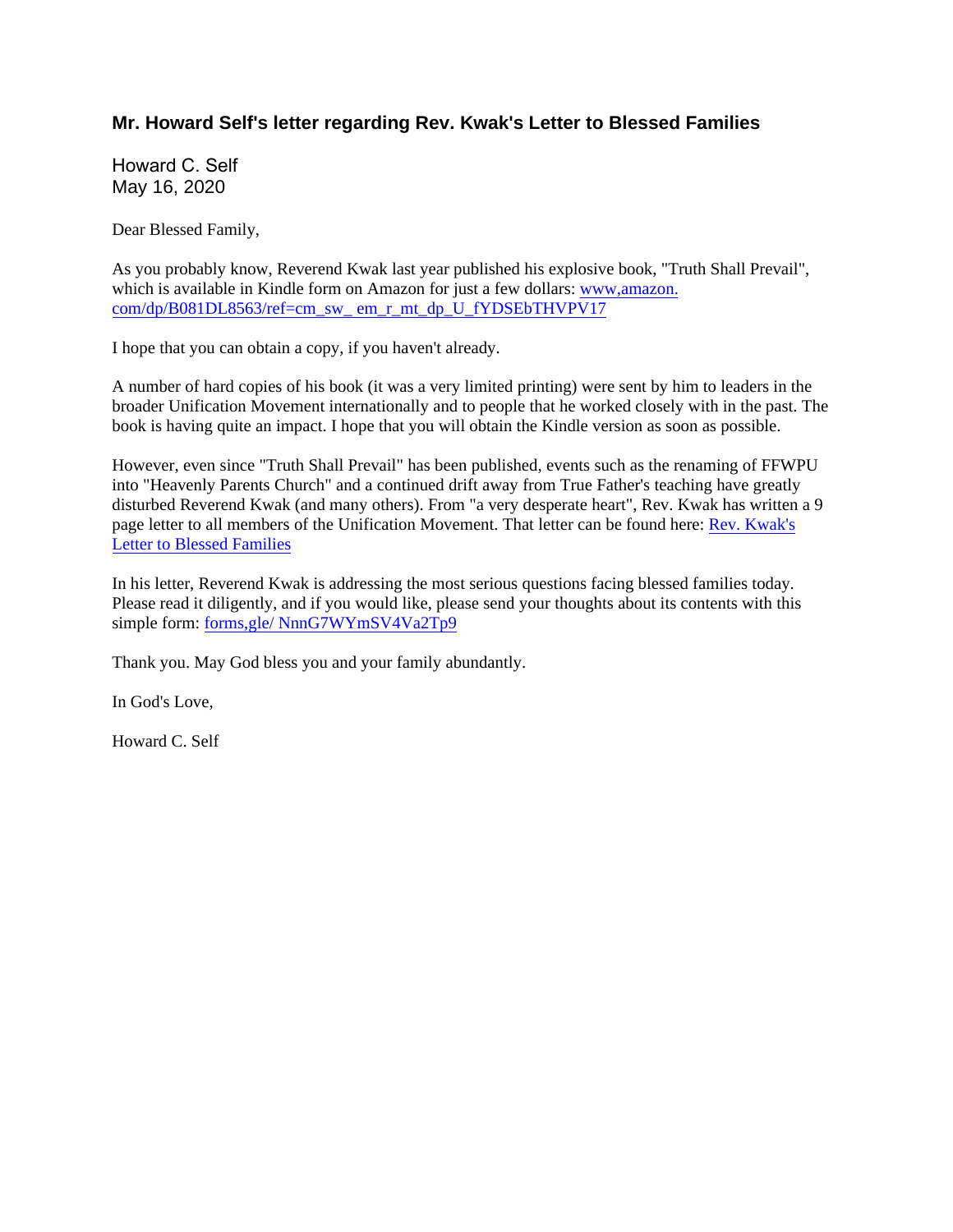## Mr. Howard Self's letter regarding Rev. Kwak's Letter to Blessed Families

Howard C. Self
May 16, 2020

Dear Blessed Family,

As you probably know, Reverend Kwak last year published his explosive book, "Truth Shall Prevail", which is available in Kindle form on Amazon for just a few dollars: [www,amazon.com/dp/B081DL8563/ref=cm_sw_ em_r_mt_dp_U_fYDSEbTHVPV17]()

I hope that you can obtain a copy, if you haven't already.

A number of hard copies of his book (it was a very limited printing) were sent by him to leaders in the broader Unification Movement internationally and to people that he worked closely with in the past. The book is having quite an impact. I hope that you will obtain the Kindle version as soon as possible.

However, even since "Truth Shall Prevail" has been published, events such as the renaming of FFWPU into "Heavenly Parents Church" and a continued drift away from True Father's teaching have greatly disturbed Reverend Kwak (and many others). From "a very desperate heart", Rev. Kwak has written a 9 page letter to all members of the Unification Movement. That letter can be found here: [Rev. Kwak's Letter to Blessed Families]()

In his letter, Reverend Kwak is addressing the most serious questions facing blessed families today. Please read it diligently, and if you would like, please send your thoughts about its contents with this simple form: [forms,gle/ NnnG7WYmSV4Va2Tp9]()

Thank you. May God bless you and your family abundantly.

In God's Love,

Howard C. Self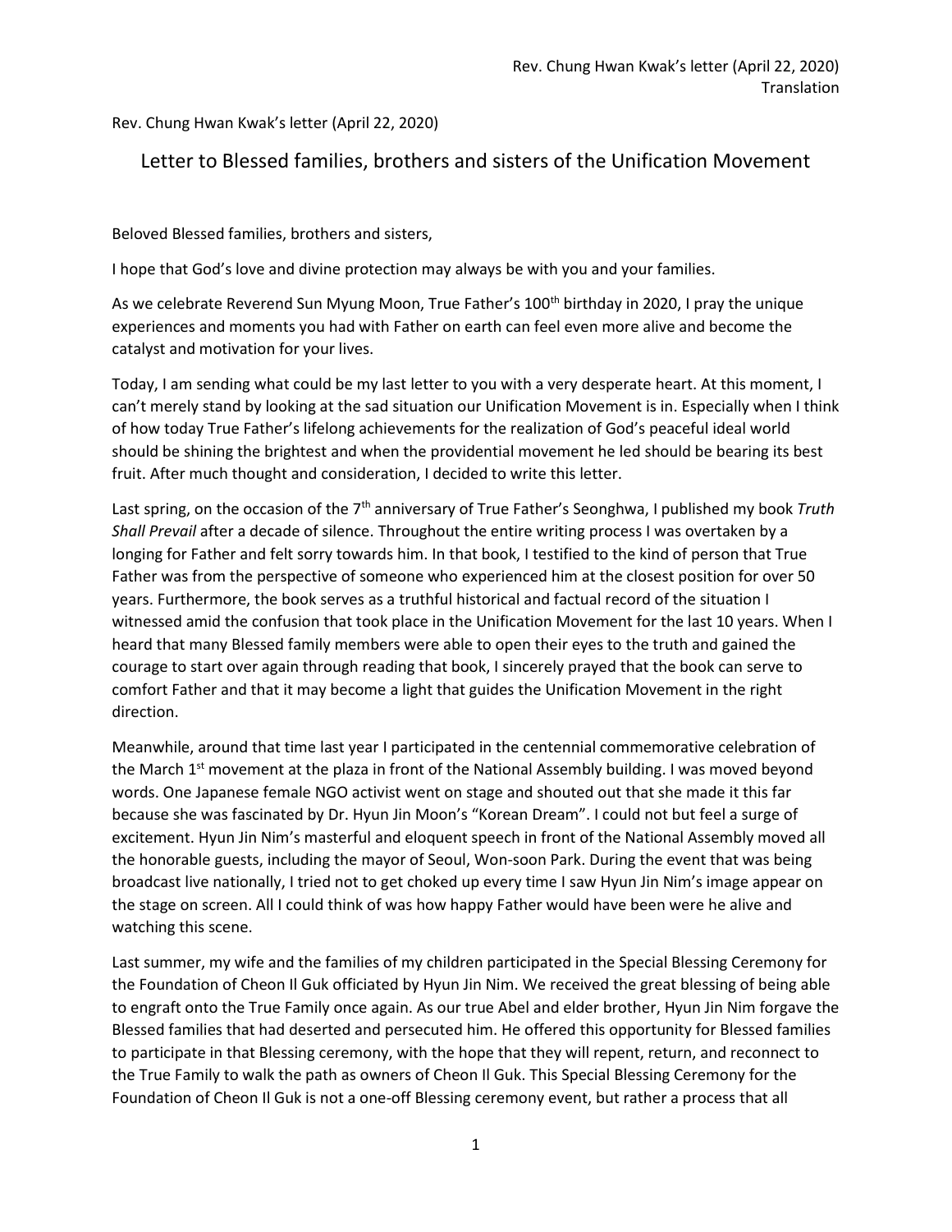Rev. Chung Hwan Kwak's letter (April 22, 2020)

## Letter to Blessed families, brothers and sisters of the Unification Movement

Beloved Blessed families, brothers and sisters,

I hope that God's love and divine protection may always be with you and your families.

As we celebrate Reverend Sun Myung Moon, True Father's 100th birthday in 2020, I pray the unique experiences and moments you had with Father on earth can feel even more alive and become the catalyst and motivation for your lives.

Today, I am sending what could be my last letter to you with a very desperate heart. At this moment, I can't merely stand by looking at the sad situation our Unification Movement is in. Especially when I think of how today True Father's lifelong achievements for the realization of God's peaceful ideal world should be shining the brightest and when the providential movement he led should be bearing its best fruit. After much thought and consideration, I decided to write this letter.

Last spring, on the occasion of the 7th anniversary of True Father's Seonghwa, I published my book *Truth Shall Prevail* after a decade of silence. Throughout the entire writing process I was overtaken by a longing for Father and felt sorry towards him. In that book, I testified to the kind of person that True Father was from the perspective of someone who experienced him at the closest position for over 50 years. Furthermore, the book serves as a truthful historical and factual record of the situation I witnessed amid the confusion that took place in the Unification Movement for the last 10 years. When I heard that many Blessed family members were able to open their eyes to the truth and gained the courage to start over again through reading that book, I sincerely prayed that the book can serve to comfort Father and that it may become a light that guides the Unification Movement in the right direction.

Meanwhile, around that time last year I participated in the centennial commemorative celebration of the March 1st movement at the plaza in front of the National Assembly building. I was moved beyond words. One Japanese female NGO activist went on stage and shouted out that she made it this far because she was fascinated by Dr. Hyun Jin Moon's "Korean Dream". I could not but feel a surge of excitement. Hyun Jin Nim's masterful and eloquent speech in front of the National Assembly moved all the honorable guests, including the mayor of Seoul, Won-soon Park. During the event that was being broadcast live nationally, I tried not to get choked up every time I saw Hyun Jin Nim's image appear on the stage on screen. All I could think of was how happy Father would have been were he alive and watching this scene.

Last summer, my wife and the families of my children participated in the Special Blessing Ceremony for the Foundation of Cheon Il Guk officiated by Hyun Jin Nim. We received the great blessing of being able to engraft onto the True Family once again. As our true Abel and elder brother, Hyun Jin Nim forgave the Blessed families that had deserted and persecuted him. He offered this opportunity for Blessed families to participate in that Blessing ceremony, with the hope that they will repent, return, and reconnect to the True Family to walk the path as owners of Cheon Il Guk. This Special Blessing Ceremony for the Foundation of Cheon Il Guk is not a one-off Blessing ceremony event, but rather a process that all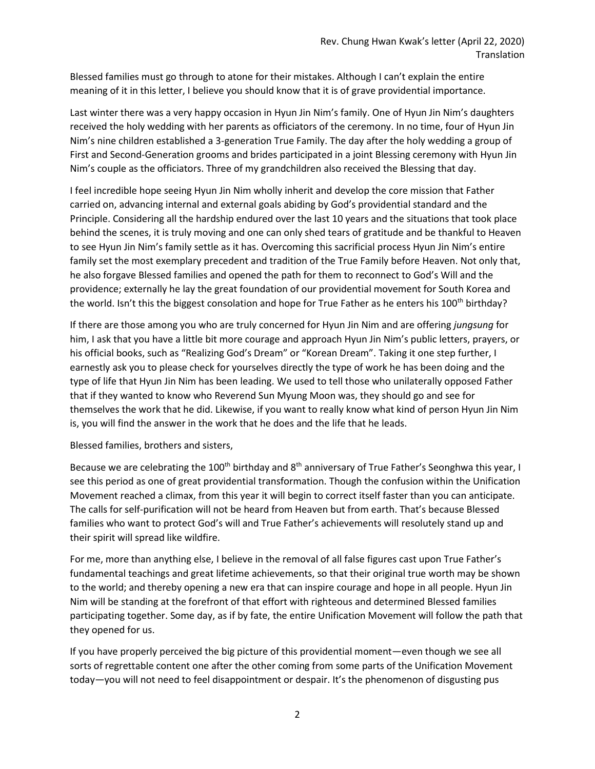Blessed families must go through to atone for their mistakes. Although I can't explain the entire meaning of it in this letter, I believe you should know that it is of grave providential importance.

Last winter there was a very happy occasion in Hyun Jin Nim's family. One of Hyun Jin Nim's daughters received the holy wedding with her parents as officiators of the ceremony. In no time, four of Hyun Jin Nim's nine children established a 3-generation True Family. The day after the holy wedding a group of First and Second-Generation grooms and brides participated in a joint Blessing ceremony with Hyun Jin Nim's couple as the officiators. Three of my grandchildren also received the Blessing that day.

I feel incredible hope seeing Hyun Jin Nim wholly inherit and develop the core mission that Father carried on, advancing internal and external goals abiding by God's providential standard and the Principle. Considering all the hardship endured over the last 10 years and the situations that took place behind the scenes, it is truly moving and one can only shed tears of gratitude and be thankful to Heaven to see Hyun Jin Nim's family settle as it has. Overcoming this sacrificial process Hyun Jin Nim's entire family set the most exemplary precedent and tradition of the True Family before Heaven. Not only that, he also forgave Blessed families and opened the path for them to reconnect to God's Will and the providence; externally he lay the great foundation of our providential movement for South Korea and the world. Isn't this the biggest consolation and hope for True Father as he enters his 100th birthday?

If there are those among you who are truly concerned for Hyun Jin Nim and are offering *jungsung* for him, I ask that you have a little bit more courage and approach Hyun Jin Nim's public letters, prayers, or his official books, such as "Realizing God's Dream" or "Korean Dream". Taking it one step further, I earnestly ask you to please check for yourselves directly the type of work he has been doing and the type of life that Hyun Jin Nim has been leading. We used to tell those who unilaterally opposed Father that if they wanted to know who Reverend Sun Myung Moon was, they should go and see for themselves the work that he did. Likewise, if you want to really know what kind of person Hyun Jin Nim is, you will find the answer in the work that he does and the life that he leads.

Blessed families, brothers and sisters,

Because we are celebrating the 100th birthday and 8th anniversary of True Father's Seonghwa this year, I see this period as one of great providential transformation. Though the confusion within the Unification Movement reached a climax, from this year it will begin to correct itself faster than you can anticipate. The calls for self-purification will not be heard from Heaven but from earth. That's because Blessed families who want to protect God's will and True Father's achievements will resolutely stand up and their spirit will spread like wildfire.

For me, more than anything else, I believe in the removal of all false figures cast upon True Father's fundamental teachings and great lifetime achievements, so that their original true worth may be shown to the world; and thereby opening a new era that can inspire courage and hope in all people. Hyun Jin Nim will be standing at the forefront of that effort with righteous and determined Blessed families participating together. Some day, as if by fate, the entire Unification Movement will follow the path that they opened for us.

If you have properly perceived the big picture of this providential moment—even though we see all sorts of regrettable content one after the other coming from some parts of the Unification Movement today—you will not need to feel disappointment or despair. It's the phenomenon of disgusting pus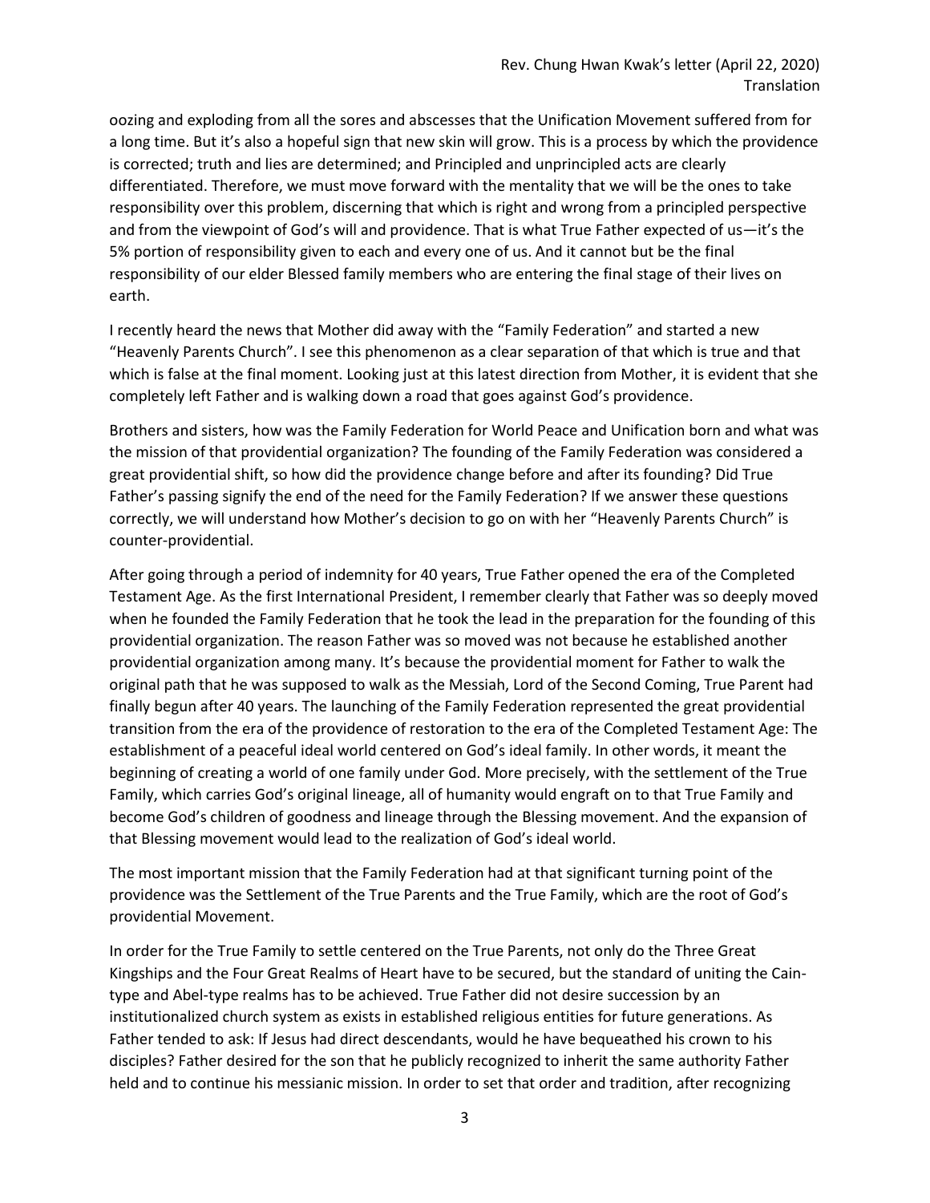oozing and exploding from all the sores and abscesses that the Unification Movement suffered from for a long time. But it's also a hopeful sign that new skin will grow. This is a process by which the providence is corrected; truth and lies are determined; and Principled and unprincipled acts are clearly differentiated. Therefore, we must move forward with the mentality that we will be the ones to take responsibility over this problem, discerning that which is right and wrong from a principled perspective and from the viewpoint of God's will and providence. That is what True Father expected of us—it's the 5% portion of responsibility given to each and every one of us. And it cannot but be the final responsibility of our elder Blessed family members who are entering the final stage of their lives on earth.

I recently heard the news that Mother did away with the "Family Federation" and started a new "Heavenly Parents Church". I see this phenomenon as a clear separation of that which is true and that which is false at the final moment. Looking just at this latest direction from Mother, it is evident that she completely left Father and is walking down a road that goes against God's providence.

Brothers and sisters, how was the Family Federation for World Peace and Unification born and what was the mission of that providential organization? The founding of the Family Federation was considered a great providential shift, so how did the providence change before and after its founding? Did True Father's passing signify the end of the need for the Family Federation? If we answer these questions correctly, we will understand how Mother's decision to go on with her "Heavenly Parents Church" is counter-providential.

After going through a period of indemnity for 40 years, True Father opened the era of the Completed Testament Age. As the first International President, I remember clearly that Father was so deeply moved when he founded the Family Federation that he took the lead in the preparation for the founding of this providential organization. The reason Father was so moved was not because he established another providential organization among many. It's because the providential moment for Father to walk the original path that he was supposed to walk as the Messiah, Lord of the Second Coming, True Parent had finally begun after 40 years. The launching of the Family Federation represented the great providential transition from the era of the providence of restoration to the era of the Completed Testament Age: The establishment of a peaceful ideal world centered on God's ideal family. In other words, it meant the beginning of creating a world of one family under God. More precisely, with the settlement of the True Family, which carries God's original lineage, all of humanity would engraft on to that True Family and become God's children of goodness and lineage through the Blessing movement. And the expansion of that Blessing movement would lead to the realization of God's ideal world.

The most important mission that the Family Federation had at that significant turning point of the providence was the Settlement of the True Parents and the True Family, which are the root of God's providential Movement.

In order for the True Family to settle centered on the True Parents, not only do the Three Great Kingships and the Four Great Realms of Heart have to be secured, but the standard of uniting the Cain-type and Abel-type realms has to be achieved. True Father did not desire succession by an institutionalized church system as exists in established religious entities for future generations. As Father tended to ask: If Jesus had direct descendants, would he have bequeathed his crown to his disciples? Father desired for the son that he publicly recognized to inherit the same authority Father held and to continue his messianic mission. In order to set that order and tradition, after recognizing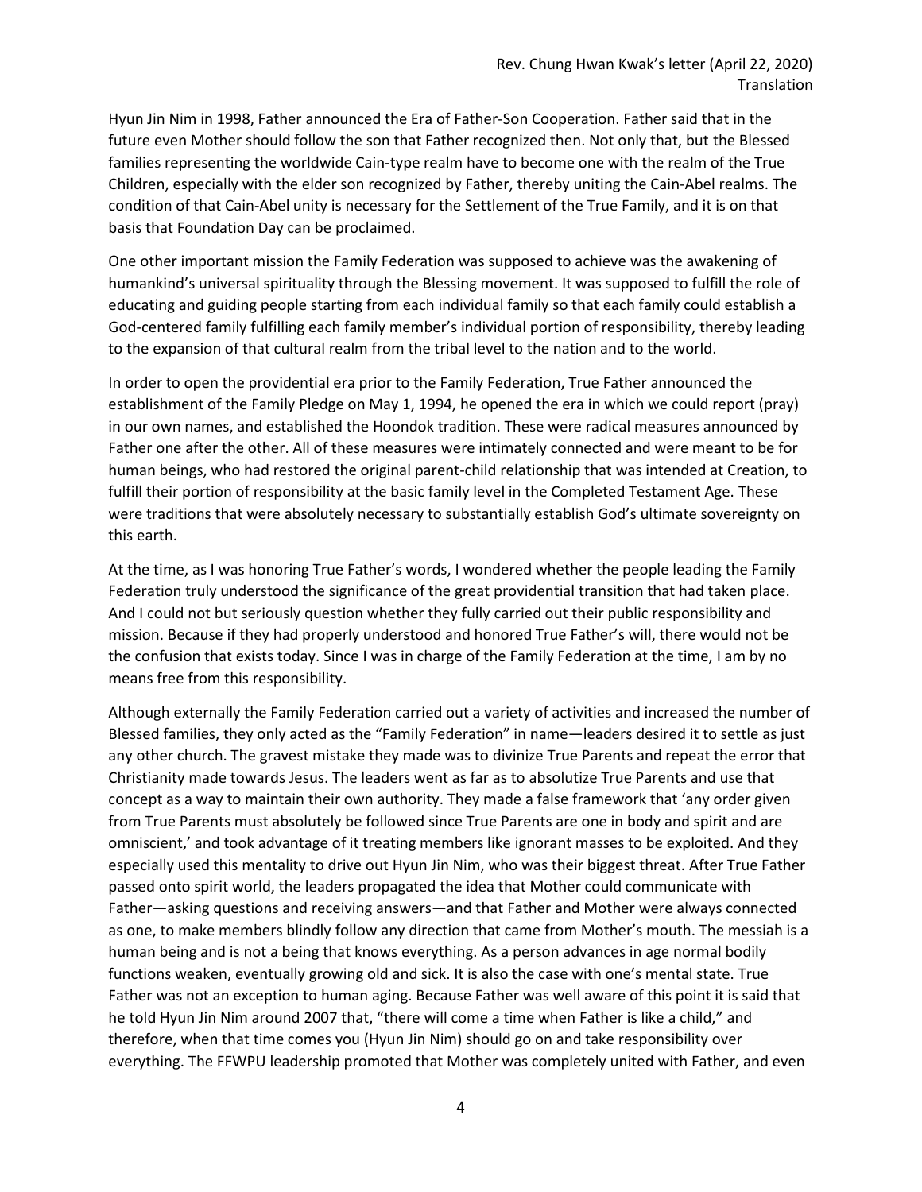Hyun Jin Nim in 1998, Father announced the Era of Father-Son Cooperation. Father said that in the future even Mother should follow the son that Father recognized then. Not only that, but the Blessed families representing the worldwide Cain-type realm have to become one with the realm of the True Children, especially with the elder son recognized by Father, thereby uniting the Cain-Abel realms. The condition of that Cain-Abel unity is necessary for the Settlement of the True Family, and it is on that basis that Foundation Day can be proclaimed.

One other important mission the Family Federation was supposed to achieve was the awakening of humankind's universal spirituality through the Blessing movement. It was supposed to fulfill the role of educating and guiding people starting from each individual family so that each family could establish a God-centered family fulfilling each family member's individual portion of responsibility, thereby leading to the expansion of that cultural realm from the tribal level to the nation and to the world.

In order to open the providential era prior to the Family Federation, True Father announced the establishment of the Family Pledge on May 1, 1994, he opened the era in which we could report (pray) in our own names, and established the Hoondok tradition. These were radical measures announced by Father one after the other. All of these measures were intimately connected and were meant to be for human beings, who had restored the original parent-child relationship that was intended at Creation, to fulfill their portion of responsibility at the basic family level in the Completed Testament Age. These were traditions that were absolutely necessary to substantially establish God's ultimate sovereignty on this earth.

At the time, as I was honoring True Father's words, I wondered whether the people leading the Family Federation truly understood the significance of the great providential transition that had taken place. And I could not but seriously question whether they fully carried out their public responsibility and mission. Because if they had properly understood and honored True Father's will, there would not be the confusion that exists today. Since I was in charge of the Family Federation at the time, I am by no means free from this responsibility.

Although externally the Family Federation carried out a variety of activities and increased the number of Blessed families, they only acted as the "Family Federation" in name—leaders desired it to settle as just any other church. The gravest mistake they made was to divinize True Parents and repeat the error that Christianity made towards Jesus. The leaders went as far as to absolutize True Parents and use that concept as a way to maintain their own authority. They made a false framework that 'any order given from True Parents must absolutely be followed since True Parents are one in body and spirit and are omniscient,' and took advantage of it treating members like ignorant masses to be exploited. And they especially used this mentality to drive out Hyun Jin Nim, who was their biggest threat. After True Father passed onto spirit world, the leaders propagated the idea that Mother could communicate with Father—asking questions and receiving answers—and that Father and Mother were always connected as one, to make members blindly follow any direction that came from Mother's mouth. The messiah is a human being and is not a being that knows everything. As a person advances in age normal bodily functions weaken, eventually growing old and sick. It is also the case with one's mental state. True Father was not an exception to human aging. Because Father was well aware of this point it is said that he told Hyun Jin Nim around 2007 that, "there will come a time when Father is like a child," and therefore, when that time comes you (Hyun Jin Nim) should go on and take responsibility over everything. The FFWPU leadership promoted that Mother was completely united with Father, and even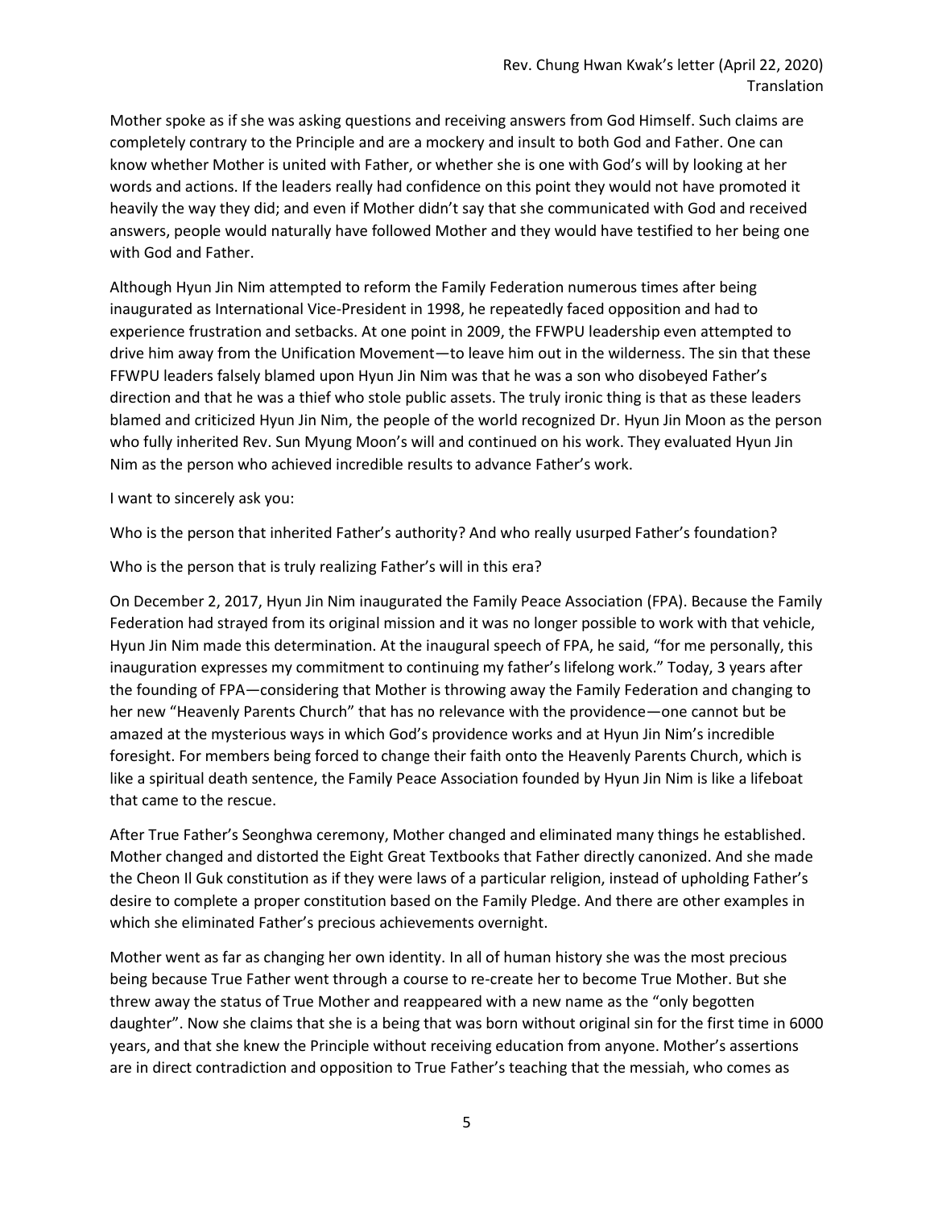Mother spoke as if she was asking questions and receiving answers from God Himself. Such claims are completely contrary to the Principle and are a mockery and insult to both God and Father. One can know whether Mother is united with Father, or whether she is one with God's will by looking at her words and actions. If the leaders really had confidence on this point they would not have promoted it heavily the way they did; and even if Mother didn't say that she communicated with God and received answers, people would naturally have followed Mother and they would have testified to her being one with God and Father.

Although Hyun Jin Nim attempted to reform the Family Federation numerous times after being inaugurated as International Vice-President in 1998, he repeatedly faced opposition and had to experience frustration and setbacks. At one point in 2009, the FFWPU leadership even attempted to drive him away from the Unification Movement—to leave him out in the wilderness. The sin that these FFWPU leaders falsely blamed upon Hyun Jin Nim was that he was a son who disobeyed Father's direction and that he was a thief who stole public assets. The truly ironic thing is that as these leaders blamed and criticized Hyun Jin Nim, the people of the world recognized Dr. Hyun Jin Moon as the person who fully inherited Rev. Sun Myung Moon's will and continued on his work. They evaluated Hyun Jin Nim as the person who achieved incredible results to advance Father's work.

I want to sincerely ask you:

Who is the person that inherited Father's authority? And who really usurped Father's foundation?

Who is the person that is truly realizing Father's will in this era?

On December 2, 2017, Hyun Jin Nim inaugurated the Family Peace Association (FPA). Because the Family Federation had strayed from its original mission and it was no longer possible to work with that vehicle, Hyun Jin Nim made this determination. At the inaugural speech of FPA, he said, "for me personally, this inauguration expresses my commitment to continuing my father's lifelong work." Today, 3 years after the founding of FPA—considering that Mother is throwing away the Family Federation and changing to her new "Heavenly Parents Church" that has no relevance with the providence—one cannot but be amazed at the mysterious ways in which God's providence works and at Hyun Jin Nim's incredible foresight. For members being forced to change their faith onto the Heavenly Parents Church, which is like a spiritual death sentence, the Family Peace Association founded by Hyun Jin Nim is like a lifeboat that came to the rescue.

After True Father's Seonghwa ceremony, Mother changed and eliminated many things he established. Mother changed and distorted the Eight Great Textbooks that Father directly canonized. And she made the Cheon Il Guk constitution as if they were laws of a particular religion, instead of upholding Father's desire to complete a proper constitution based on the Family Pledge. And there are other examples in which she eliminated Father's precious achievements overnight.

Mother went as far as changing her own identity. In all of human history she was the most precious being because True Father went through a course to re-create her to become True Mother. But she threw away the status of True Mother and reappeared with a new name as the "only begotten daughter". Now she claims that she is a being that was born without original sin for the first time in 6000 years, and that she knew the Principle without receiving education from anyone. Mother's assertions are in direct contradiction and opposition to True Father's teaching that the messiah, who comes as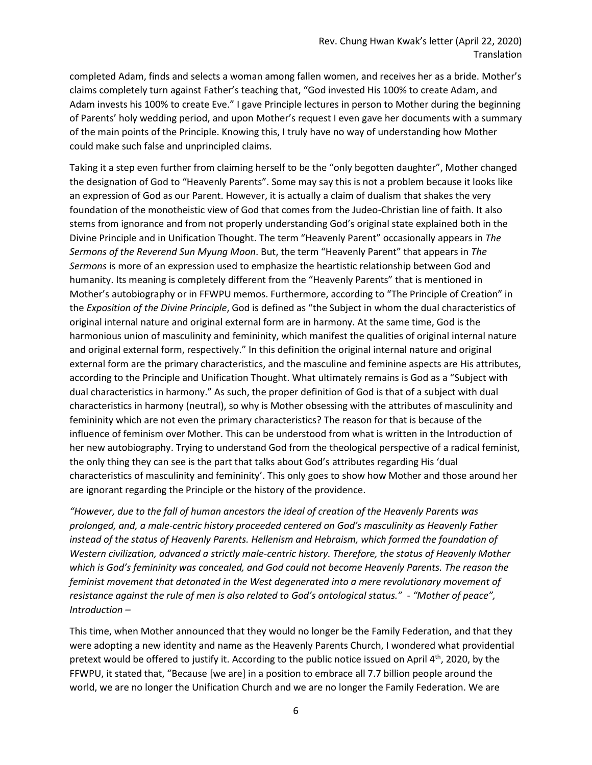completed Adam, finds and selects a woman among fallen women, and receives her as a bride. Mother's claims completely turn against Father's teaching that, "God invested His 100% to create Adam, and Adam invests his 100% to create Eve." I gave Principle lectures in person to Mother during the beginning of Parents' holy wedding period, and upon Mother's request I even gave her documents with a summary of the main points of the Principle. Knowing this, I truly have no way of understanding how Mother could make such false and unprincipled claims.

Taking it a step even further from claiming herself to be the "only begotten daughter", Mother changed the designation of God to "Heavenly Parents". Some may say this is not a problem because it looks like an expression of God as our Parent. However, it is actually a claim of dualism that shakes the very foundation of the monotheistic view of God that comes from the Judeo-Christian line of faith. It also stems from ignorance and from not properly understanding God's original state explained both in the Divine Principle and in Unification Thought. The term "Heavenly Parent" occasionally appears in *The Sermons of the Reverend Sun Myung Moon*. But, the term "Heavenly Parent" that appears in *The Sermons* is more of an expression used to emphasize the heartistic relationship between God and humanity. Its meaning is completely different from the "Heavenly Parents" that is mentioned in Mother's autobiography or in FFWPU memos. Furthermore, according to "The Principle of Creation" in the *Exposition of the Divine Principle*, God is defined as "the Subject in whom the dual characteristics of original internal nature and original external form are in harmony. At the same time, God is the harmonious union of masculinity and femininity, which manifest the qualities of original internal nature and original external form, respectively." In this definition the original internal nature and original external form are the primary characteristics, and the masculine and feminine aspects are His attributes, according to the Principle and Unification Thought. What ultimately remains is God as a "Subject with dual characteristics in harmony." As such, the proper definition of God is that of a subject with dual characteristics in harmony (neutral), so why is Mother obsessing with the attributes of masculinity and femininity which are not even the primary characteristics? The reason for that is because of the influence of feminism over Mother. This can be understood from what is written in the Introduction of her new autobiography. Trying to understand God from the theological perspective of a radical feminist, the only thing they can see is the part that talks about God's attributes regarding His 'dual characteristics of masculinity and femininity'. This only goes to show how Mother and those around her are ignorant regarding the Principle or the history of the providence.

*"However, due to the fall of human ancestors the ideal of creation of the Heavenly Parents was prolonged, and, a male-centric history proceeded centered on God's masculinity as Heavenly Father instead of the status of Heavenly Parents. Hellenism and Hebraism, which formed the foundation of Western civilization, advanced a strictly male-centric history. Therefore, the status of Heavenly Mother which is God's femininity was concealed, and God could not become Heavenly Parents. The reason the feminist movement that detonated in the West degenerated into a mere revolutionary movement of resistance against the rule of men is also related to God's ontological status." - "Mother of peace", Introduction –*

This time, when Mother announced that they would no longer be the Family Federation, and that they were adopting a new identity and name as the Heavenly Parents Church, I wondered what providential pretext would be offered to justify it. According to the public notice issued on April 4th, 2020, by the FFWPU, it stated that, "Because [we are] in a position to embrace all 7.7 billion people around the world, we are no longer the Unification Church and we are no longer the Family Federation. We are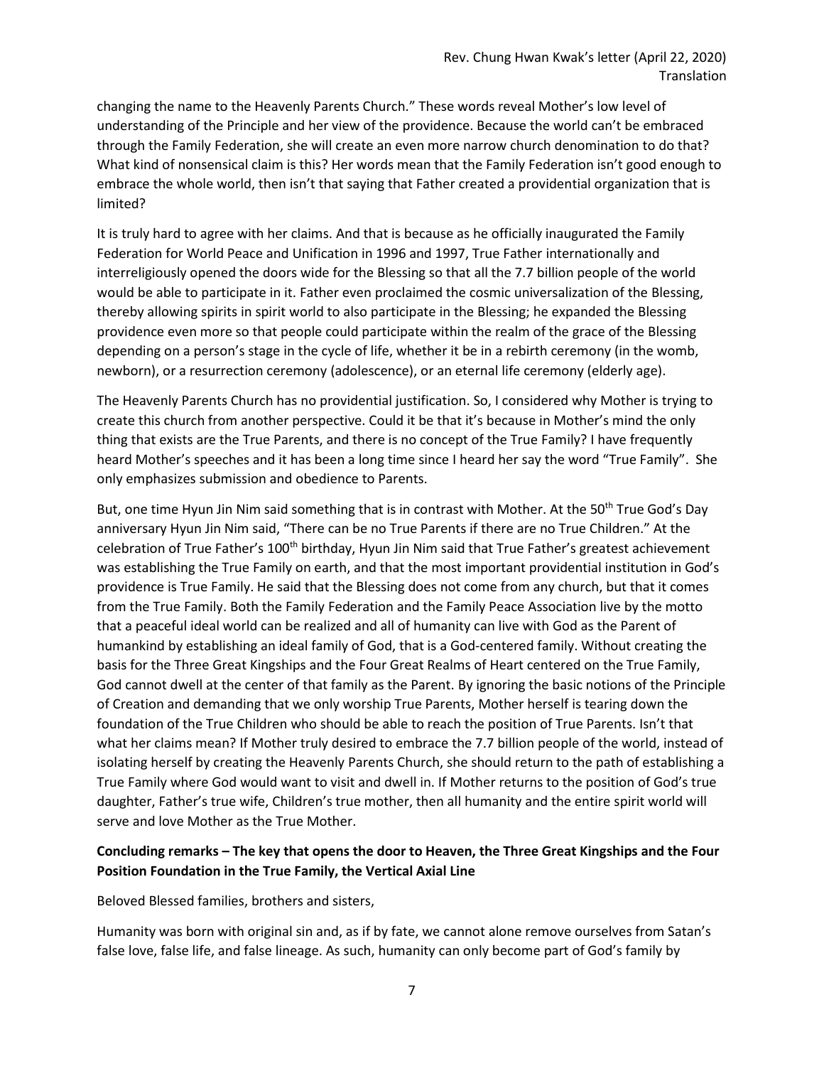changing the name to the Heavenly Parents Church." These words reveal Mother's low level of understanding of the Principle and her view of the providence. Because the world can't be embraced through the Family Federation, she will create an even more narrow church denomination to do that? What kind of nonsensical claim is this? Her words mean that the Family Federation isn't good enough to embrace the whole world, then isn't that saying that Father created a providential organization that is limited?

It is truly hard to agree with her claims. And that is because as he officially inaugurated the Family Federation for World Peace and Unification in 1996 and 1997, True Father internationally and interreligiously opened the doors wide for the Blessing so that all the 7.7 billion people of the world would be able to participate in it. Father even proclaimed the cosmic universalization of the Blessing, thereby allowing spirits in spirit world to also participate in the Blessing; he expanded the Blessing providence even more so that people could participate within the realm of the grace of the Blessing depending on a person's stage in the cycle of life, whether it be in a rebirth ceremony (in the womb, newborn), or a resurrection ceremony (adolescence), or an eternal life ceremony (elderly age).

The Heavenly Parents Church has no providential justification. So, I considered why Mother is trying to create this church from another perspective. Could it be that it's because in Mother's mind the only thing that exists are the True Parents, and there is no concept of the True Family? I have frequently heard Mother's speeches and it has been a long time since I heard her say the word "True Family". She only emphasizes submission and obedience to Parents.

But, one time Hyun Jin Nim said something that is in contrast with Mother. At the 50th True God's Day anniversary Hyun Jin Nim said, "There can be no True Parents if there are no True Children." At the celebration of True Father's 100th birthday, Hyun Jin Nim said that True Father's greatest achievement was establishing the True Family on earth, and that the most important providential institution in God's providence is True Family. He said that the Blessing does not come from any church, but that it comes from the True Family. Both the Family Federation and the Family Peace Association live by the motto that a peaceful ideal world can be realized and all of humanity can live with God as the Parent of humankind by establishing an ideal family of God, that is a God-centered family. Without creating the basis for the Three Great Kingships and the Four Great Realms of Heart centered on the True Family, God cannot dwell at the center of that family as the Parent. By ignoring the basic notions of the Principle of Creation and demanding that we only worship True Parents, Mother herself is tearing down the foundation of the True Children who should be able to reach the position of True Parents. Isn't that what her claims mean? If Mother truly desired to embrace the 7.7 billion people of the world, instead of isolating herself by creating the Heavenly Parents Church, she should return to the path of establishing a True Family where God would want to visit and dwell in. If Mother returns to the position of God's true daughter, Father's true wife, Children's true mother, then all humanity and the entire spirit world will serve and love Mother as the True Mother.

**Concluding remarks – The key that opens the door to Heaven, the Three Great Kingships and the Four Position Foundation in the True Family, the Vertical Axial Line**

Beloved Blessed families, brothers and sisters,

Humanity was born with original sin and, as if by fate, we cannot alone remove ourselves from Satan's false love, false life, and false lineage. As such, humanity can only become part of God's family by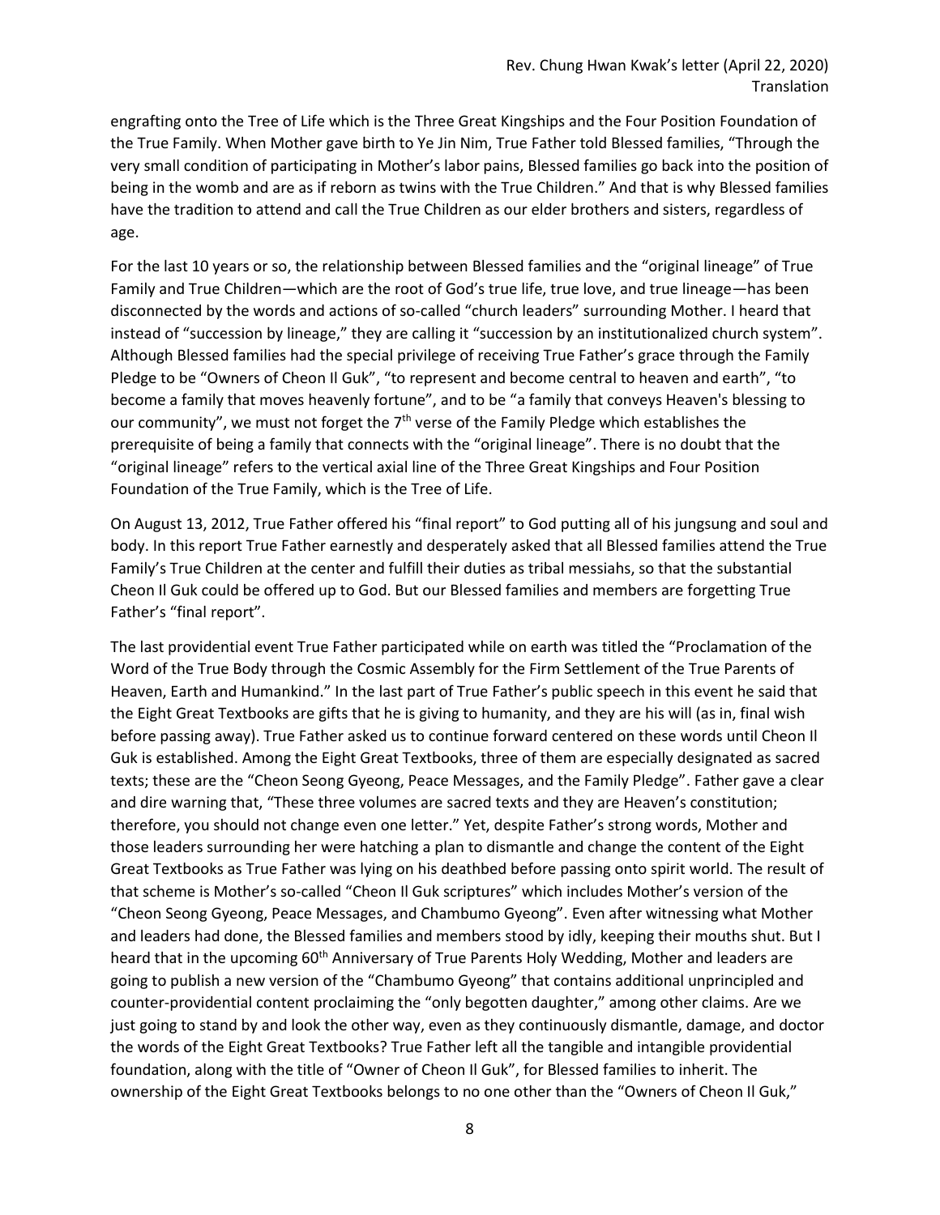engrafting onto the Tree of Life which is the Three Great Kingships and the Four Position Foundation of the True Family. When Mother gave birth to Ye Jin Nim, True Father told Blessed families, "Through the very small condition of participating in Mother's labor pains, Blessed families go back into the position of being in the womb and are as if reborn as twins with the True Children." And that is why Blessed families have the tradition to attend and call the True Children as our elder brothers and sisters, regardless of age.

For the last 10 years or so, the relationship between Blessed families and the "original lineage" of True Family and True Children—which are the root of God's true life, true love, and true lineage—has been disconnected by the words and actions of so-called "church leaders" surrounding Mother. I heard that instead of "succession by lineage," they are calling it "succession by an institutionalized church system". Although Blessed families had the special privilege of receiving True Father's grace through the Family Pledge to be "Owners of Cheon Il Guk", "to represent and become central to heaven and earth", "to become a family that moves heavenly fortune", and to be "a family that conveys Heaven's blessing to our community", we must not forget the 7th verse of the Family Pledge which establishes the prerequisite of being a family that connects with the "original lineage". There is no doubt that the "original lineage" refers to the vertical axial line of the Three Great Kingships and Four Position Foundation of the True Family, which is the Tree of Life.

On August 13, 2012, True Father offered his "final report" to God putting all of his jungsung and soul and body. In this report True Father earnestly and desperately asked that all Blessed families attend the True Family's True Children at the center and fulfill their duties as tribal messiahs, so that the substantial Cheon Il Guk could be offered up to God. But our Blessed families and members are forgetting True Father's "final report".

The last providential event True Father participated while on earth was titled the "Proclamation of the Word of the True Body through the Cosmic Assembly for the Firm Settlement of the True Parents of Heaven, Earth and Humankind." In the last part of True Father's public speech in this event he said that the Eight Great Textbooks are gifts that he is giving to humanity, and they are his will (as in, final wish before passing away). True Father asked us to continue forward centered on these words until Cheon Il Guk is established. Among the Eight Great Textbooks, three of them are especially designated as sacred texts; these are the "Cheon Seong Gyeong, Peace Messages, and the Family Pledge". Father gave a clear and dire warning that, "These three volumes are sacred texts and they are Heaven's constitution; therefore, you should not change even one letter." Yet, despite Father's strong words, Mother and those leaders surrounding her were hatching a plan to dismantle and change the content of the Eight Great Textbooks as True Father was lying on his deathbed before passing onto spirit world. The result of that scheme is Mother's so-called "Cheon Il Guk scriptures" which includes Mother's version of the "Cheon Seong Gyeong, Peace Messages, and Chambumo Gyeong". Even after witnessing what Mother and leaders had done, the Blessed families and members stood by idly, keeping their mouths shut. But I heard that in the upcoming 60th Anniversary of True Parents Holy Wedding, Mother and leaders are going to publish a new version of the "Chambumo Gyeong" that contains additional unprincipled and counter-providential content proclaiming the "only begotten daughter," among other claims. Are we just going to stand by and look the other way, even as they continuously dismantle, damage, and doctor the words of the Eight Great Textbooks? True Father left all the tangible and intangible providential foundation, along with the title of "Owner of Cheon Il Guk", for Blessed families to inherit. The ownership of the Eight Great Textbooks belongs to no one other than the "Owners of Cheon Il Guk,"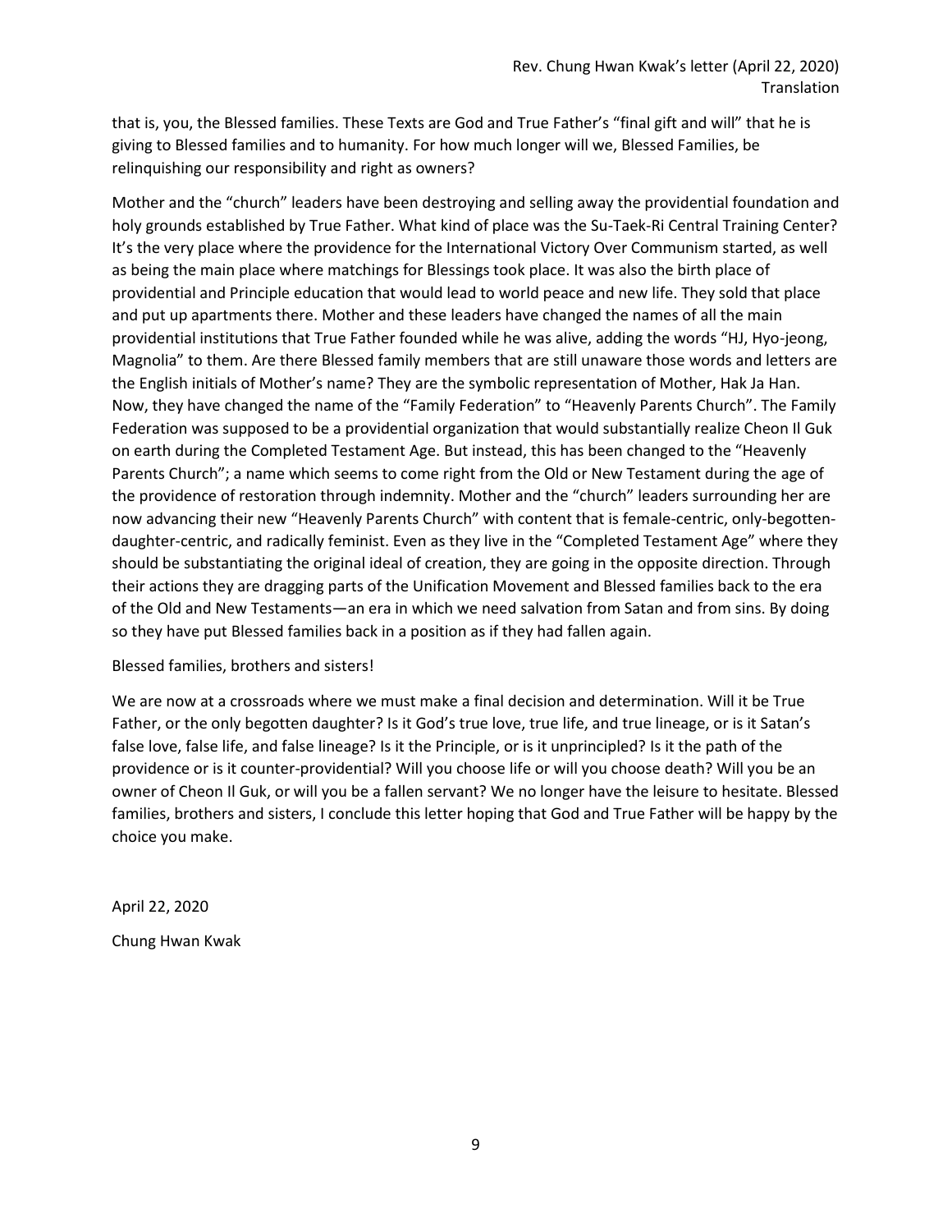that is, you, the Blessed families. These Texts are God and True Father's "final gift and will" that he is giving to Blessed families and to humanity. For how much longer will we, Blessed Families, be relinquishing our responsibility and right as owners?

Mother and the "church" leaders have been destroying and selling away the providential foundation and holy grounds established by True Father. What kind of place was the Su-Taek-Ri Central Training Center? It's the very place where the providence for the International Victory Over Communism started, as well as being the main place where matchings for Blessings took place. It was also the birth place of providential and Principle education that would lead to world peace and new life. They sold that place and put up apartments there. Mother and these leaders have changed the names of all the main providential institutions that True Father founded while he was alive, adding the words "HJ, Hyo-jeong, Magnolia" to them. Are there Blessed family members that are still unaware those words and letters are the English initials of Mother's name? They are the symbolic representation of Mother, Hak Ja Han. Now, they have changed the name of the "Family Federation" to "Heavenly Parents Church". The Family Federation was supposed to be a providential organization that would substantially realize Cheon Il Guk on earth during the Completed Testament Age. But instead, this has been changed to the "Heavenly Parents Church"; a name which seems to come right from the Old or New Testament during the age of the providence of restoration through indemnity. Mother and the "church" leaders surrounding her are now advancing their new "Heavenly Parents Church" with content that is female-centric, only-begotten-daughter-centric, and radically feminist. Even as they live in the "Completed Testament Age" where they should be substantiating the original ideal of creation, they are going in the opposite direction. Through their actions they are dragging parts of the Unification Movement and Blessed families back to the era of the Old and New Testaments—an era in which we need salvation from Satan and from sins. By doing so they have put Blessed families back in a position as if they had fallen again.

Blessed families, brothers and sisters!

We are now at a crossroads where we must make a final decision and determination. Will it be True Father, or the only begotten daughter? Is it God's true love, true life, and true lineage, or is it Satan's false love, false life, and false lineage? Is it the Principle, or is it unprincipled? Is it the path of the providence or is it counter-providential? Will you choose life or will you choose death? Will you be an owner of Cheon Il Guk, or will you be a fallen servant? We no longer have the leisure to hesitate. Blessed families, brothers and sisters, I conclude this letter hoping that God and True Father will be happy by the choice you make.

April 22, 2020

Chung Hwan Kwak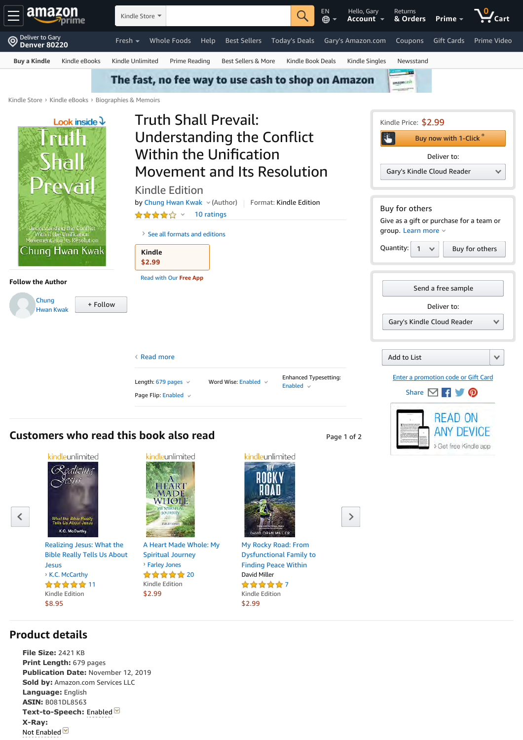Kindle Store › Kindle eBooks › Biographies & Memoirs

# Truth Shall Prevail: Understanding the Conflict Within the Unification Movement and Its Resolution

## Kindle Edition

by Chung Hwan Kwak (Author) Format: Kindle Edition

10 ratings

See all formats and editions

**Kindle**
$2.99

Read with Our Free App

Read more

Length: 679 pages | Word Wise: Enabled | Enhanced Typesetting: Enabled

Page Flip: Enabled

**Follow the Author**

Chung Hwan Kwak + Follow

Kindle Price: $2.99

Buy now with 1-Click®

Deliver to: Gary's Kindle Cloud Reader

Buy for others

Give as a gift or purchase for a team or group. Learn more

Quantity: 1 Buy for others

Send a free sample

Deliver to: Gary's Kindle Cloud Reader

Add to List

Enter a promotion code or Gift Card

Share

READ ON ANY DEVICE
Get free Kindle app

## Customers who read this book also read

Page 1 of 2

- kindleunlimited — Realizing Jesus: What the Bible Really Tells Us About Jesus — K.C. McCarthy — 11 — Kindle Edition — $8.95
- kindleunlimited — A Heart Made Whole: My Spiritual Journey — Farley Jones — 20 — Kindle Edition — $2.99
- kindleunlimited — My Rocky Road: From Dysfunctional Family to Finding Peace Within — David Miller — 7 — Kindle Edition — $2.99

## Product details

**File Size:** 2421 KB
**Print Length:** 679 pages
**Publication Date:** November 12, 2019
**Sold by:** Amazon.com Services LLC
**Language:** English
**ASIN:** B081DL8563
**Text-to-Speech:** Enabled
**X-Ray:**
Not Enabled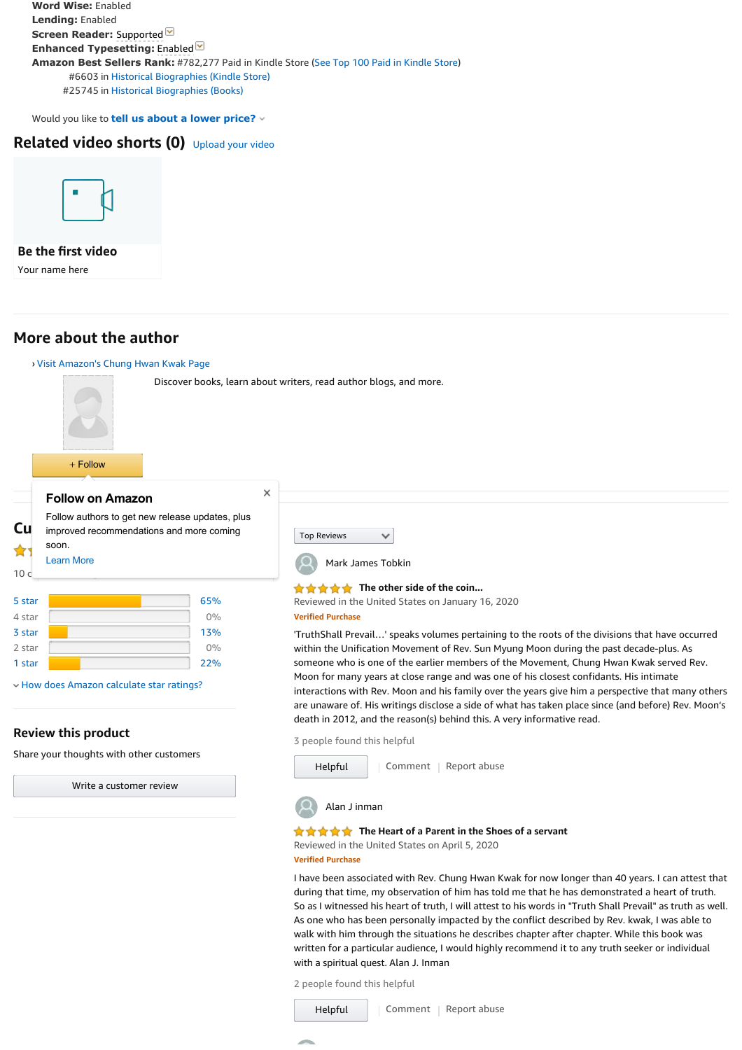**Word Wise:** Enabled
**Lending:** Enabled
**Screen Reader:** Supported
**Enhanced Typesetting:** Enabled
**Amazon Best Sellers Rank:** #782,277 Paid in Kindle Store (See Top 100 Paid in Kindle Store)
#6603 in Historical Biographies (Kindle Store)
#25745 in Historical Biographies (Books)

Would you like to **tell us about a lower price?**

## Related video shorts (0) Upload your video

**Be the first video**
Your name here

## More about the author

› Visit Amazon's Chung Hwan Kwak Page

Discover books, learn about writers, read author blogs, and more.

+ Follow

**Follow on Amazon**
Follow authors to get new release updates, plus improved recommendations and more coming soon.
Learn More

Cu

10 c

| | |
|---|---|
| 5 star | 65% |
| 4 star | 0% |
| 3 star | 13% |
| 2 star | 0% |
| 1 star | 22% |

How does Amazon calculate star ratings?

### Review this product

Share your thoughts with other customers

Write a customer review

Top Reviews

Mark James Tobkin

**The other side of the coin...**
Reviewed in the United States on January 16, 2020
Verified Purchase

'TruthShall Prevail...' speaks volumes pertaining to the roots of the divisions that have occurred within the Unification Movement of Rev. Sun Myung Moon during the past decade-plus. As someone who is one of the earlier members of the Movement, Chung Hwan Kwak served Rev. Moon for many years at close range and was one of his closest confidants. His intimate interactions with Rev. Moon and his family over the years give him a perspective that many others are unaware of. His writings disclose a side of what has taken place since (and before) Rev. Moon's death in 2012, and the reason(s) behind this. A very informative read.

3 people found this helpful

Helpful | Comment | Report abuse

Alan J inman

**The Heart of a Parent in the Shoes of a servant**
Reviewed in the United States on April 5, 2020
Verified Purchase

I have been associated with Rev. Chung Hwan Kwak for now longer than 40 years. I can attest that during that time, my observation of him has told me that he has demonstrated a heart of truth. So as I witnessed his heart of truth, I will attest to his words in "Truth Shall Prevail" as truth as well. As one who has been personally impacted by the conflict described by Rev. kwak, I was able to walk with him through the situations he describes chapter after chapter. While this book was written for a particular audience, I would highly recommend it to any truth seeker or individual with a spiritual quest. Alan J. Inman

2 people found this helpful

Helpful | Comment | Report abuse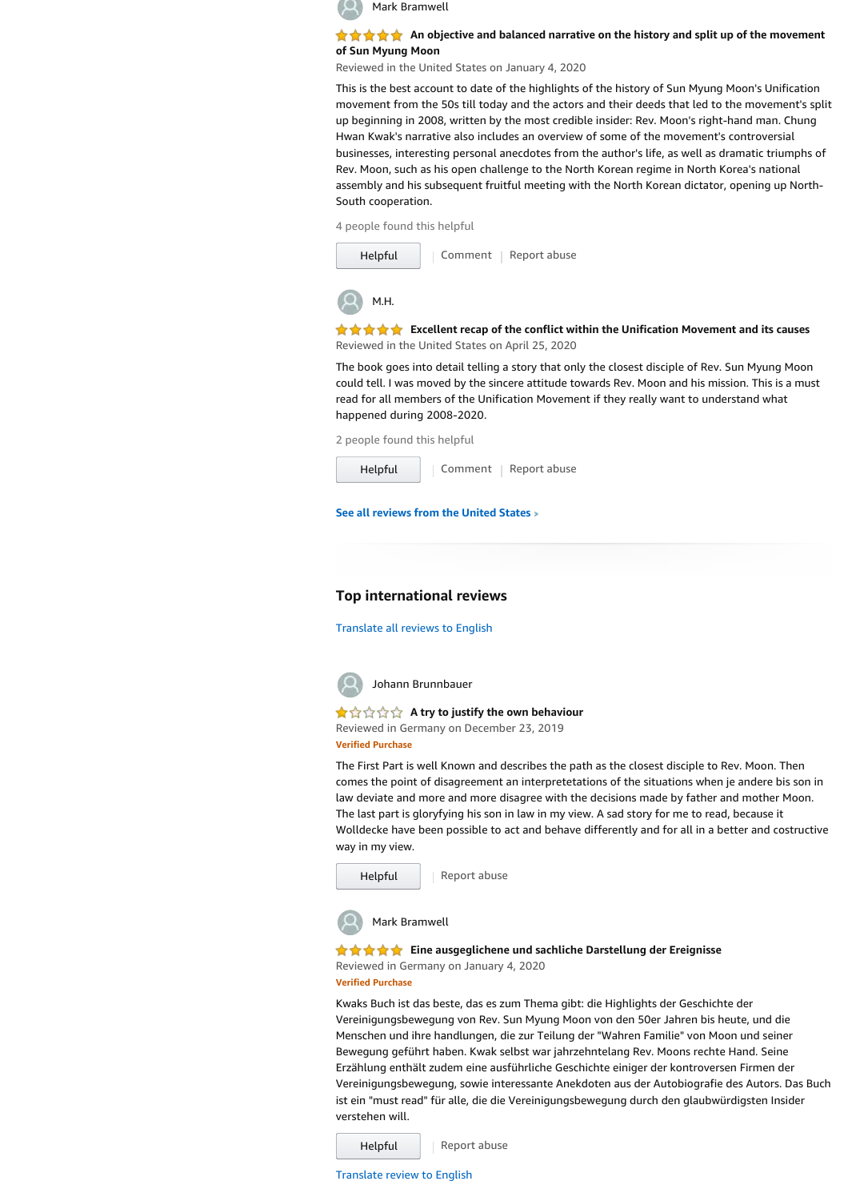Mark Bramwell

★★★★★ **An objective and balanced narrative on the history and split up of the movement of Sun Myung Moon**

Reviewed in the United States on January 4, 2020

This is the best account to date of the highlights of the history of Sun Myung Moon's Unification movement from the 50s till today and the actors and their deeds that led to the movement's split up beginning in 2008, written by the most credible insider: Rev. Moon's right-hand man. Chung Hwan Kwak's narrative also includes an overview of some of the movement's controversial businesses, interesting personal anecdotes from the author's life, as well as dramatic triumphs of Rev. Moon, such as his open challenge to the North Korean regime in North Korea's national assembly and his subsequent fruitful meeting with the North Korean dictator, opening up North-South cooperation.

4 people found this helpful

Helpful | Comment | Report abuse

M.H.

★★★★★ **Excellent recap of the conflict within the Unification Movement and its causes**

Reviewed in the United States on April 25, 2020

The book goes into detail telling a story that only the closest disciple of Rev. Sun Myung Moon could tell. I was moved by the sincere attitude towards Rev. Moon and his mission. This is a must read for all members of the Unification Movement if they really want to understand what happened during 2008-2020.

2 people found this helpful

Helpful | Comment | Report abuse

**See all reviews from the United States ›**

## Top international reviews

Translate all reviews to English

Johann Brunnbauer

★☆☆☆☆ **A try to justify the own behaviour**

Reviewed in Germany on December 23, 2019

**Verified Purchase**

The First Part is well Known and describes the path as the closest disciple to Rev. Moon. Then comes the point of disagreement an interpretetations of the situations when je andere bis son in law deviate and more and more disagree with the decisions made by father and mother Moon. The last part is gloryfying his son in law in my view. A sad story for me to read, because it Wolldecke have been possible to act and behave differently and for all in a better and costructive way in my view.

Helpful | Report abuse

Mark Bramwell

★★★★★ **Eine ausgeglichene und sachliche Darstellung der Ereignisse**

Reviewed in Germany on January 4, 2020

**Verified Purchase**

Kwaks Buch ist das beste, das es zum Thema gibt: die Highlights der Geschichte der Vereinigungsbewegung von Rev. Sun Myung Moon von den 50er Jahren bis heute, und die Menschen und ihre handlungen, die zur Teilung der "Wahren Familie" von Moon und seiner Bewegung geführt haben. Kwak selbst war jahrzehntelang Rev. Moons rechte Hand. Seine Erzählung enthält zudem eine ausführliche Geschichte einiger der kontroversen Firmen der Vereinigungsbewegung, sowie interessante Anekdoten aus der Autobiografie des Autors. Das Buch ist ein "must read" für alle, die die Vereinigungsbewegung durch den glaubwürdigsten Insider verstehen will.

Helpful | Report abuse

Translate review to English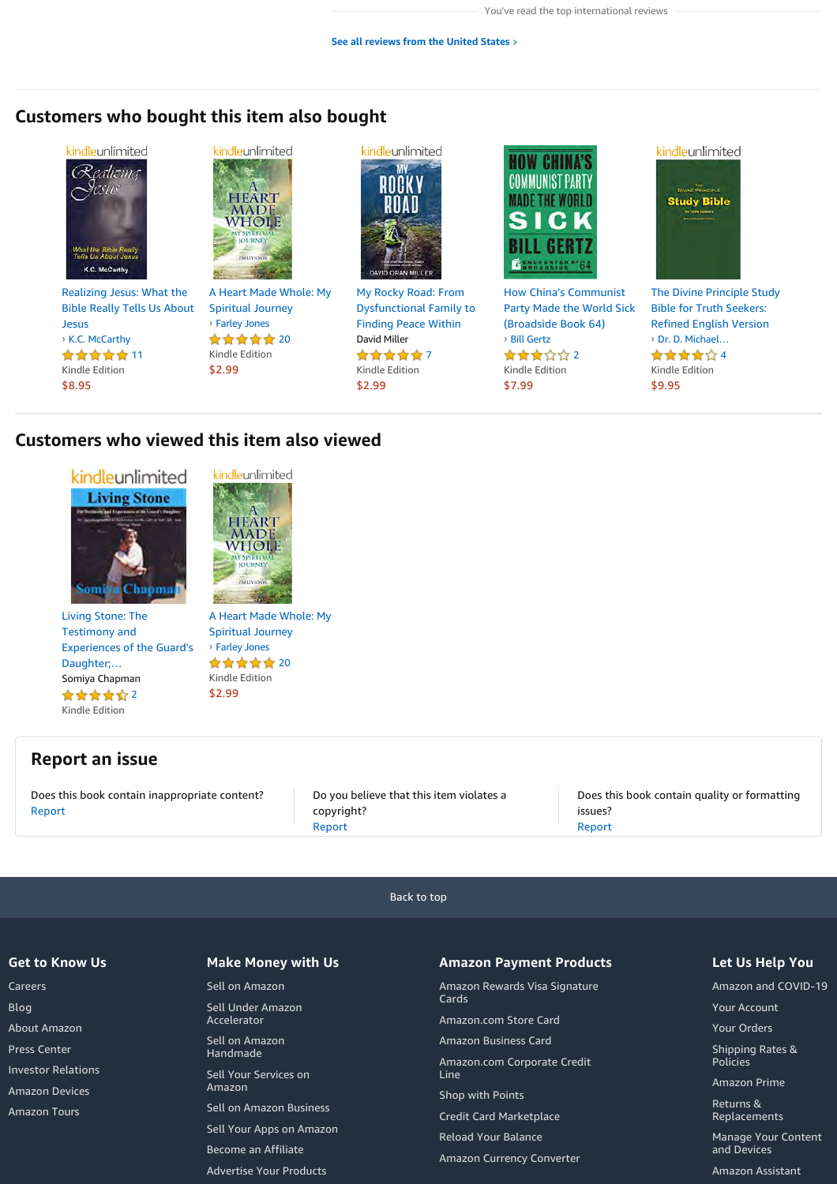You've read the top international reviews

See all reviews from the United States ›

## Customers who bought this item also bought

- Realizing Jesus: What the Bible Really Tells Us About Jesus
  › K.C. McCarthy
  11
  Kindle Edition
  $8.95
- A Heart Made Whole: My Spiritual Journey
  › Farley Jones
  20
  Kindle Edition
  $2.99
- My Rocky Road: From Dysfunctional Family to Finding Peace Within
  David Miller
  7
  Kindle Edition
  $2.99
- How China's Communist Party Made the World Sick (Broadside Book 64)
  › Bill Gertz
  2
  Kindle Edition
  $7.99
- The Divine Principle Study Bible for Truth Seekers: Refined English Version
  › Dr. D. Michael…
  4
  Kindle Edition
  $9.95

## Customers who viewed this item also viewed

- Living Stone: The Testimony and Experiences of the Guard's Daughter;…
  Somiya Chapman
  2
  Kindle Edition
- A Heart Made Whole: My Spiritual Journey
  › Farley Jones
  20
  Kindle Edition
  $2.99

## Report an issue

Does this book contain inappropriate content?
Report

Do you believe that this item violates a copyright?
Report

Does this book contain quality or formatting issues?
Report

Back to top

### Get to Know Us

- Careers
- Blog
- About Amazon
- Press Center
- Investor Relations
- Amazon Devices
- Amazon Tours

### Make Money with Us

- Sell on Amazon
- Sell Under Amazon Accelerator
- Sell on Amazon Handmade
- Sell Your Services on Amazon
- Sell on Amazon Business
- Sell Your Apps on Amazon
- Become an Affiliate
- Advertise Your Products

### Amazon Payment Products

- Amazon Rewards Visa Signature Cards
- Amazon.com Store Card
- Amazon Business Card
- Amazon.com Corporate Credit Line
- Shop with Points
- Credit Card Marketplace
- Reload Your Balance
- Amazon Currency Converter

### Let Us Help You

- Amazon and COVID-19
- Your Account
- Your Orders
- Shipping Rates & Policies
- Amazon Prime
- Returns & Replacements
- Manage Your Content and Devices
- Amazon Assistant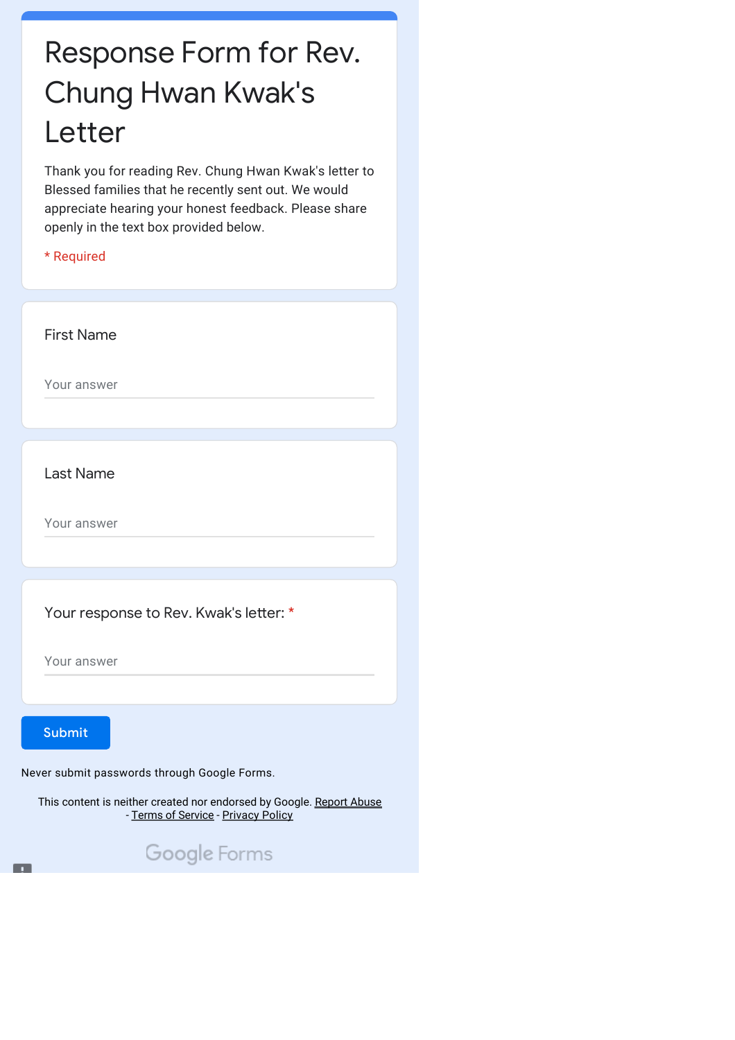# Response Form for Rev. Chung Hwan Kwak's Letter

Thank you for reading Rev. Chung Hwan Kwak's letter to Blessed families that he recently sent out. We would appreciate hearing your honest feedback. Please share openly in the text box provided below.

* Required

First Name

Your answer

Last Name

Your answer

Your response to Rev. Kwak's letter: *

Your answer

Submit

Never submit passwords through Google Forms.

This content is neither created nor endorsed by Google. Report Abuse - Terms of Service - Privacy Policy

Google Forms